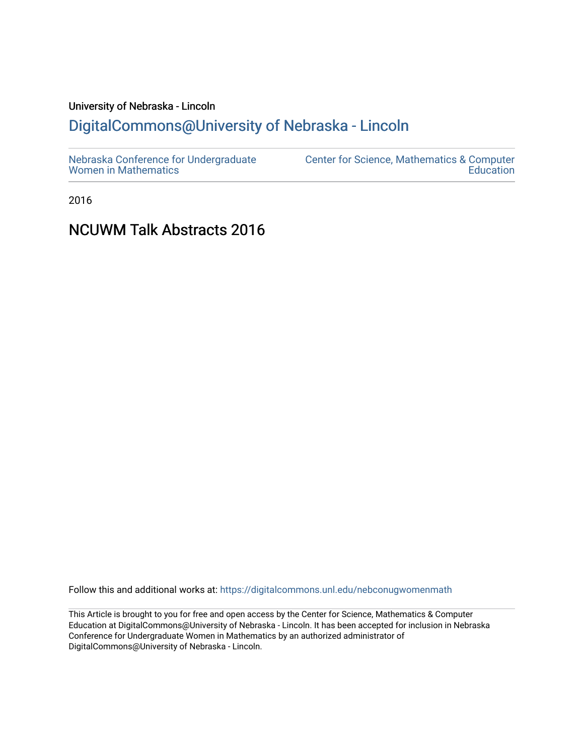University of Nebraska - Lincoln

## DigitalCommons@University of Nebraska - Lincoln

Nebraska Conference for Undergraduate Women in Mathematics

Center for Science, Mathematics & Computer Education

2016

# NCUWM Talk Abstracts 2016

Follow this and additional works at: https://digitalcommons.unl.edu/nebconugwomenmath

This Article is brought to you for free and open access by the Center for Science, Mathematics & Computer Education at DigitalCommons@University of Nebraska - Lincoln. It has been accepted for inclusion in Nebraska Conference for Undergraduate Women in Mathematics by an authorized administrator of DigitalCommons@University of Nebraska - Lincoln.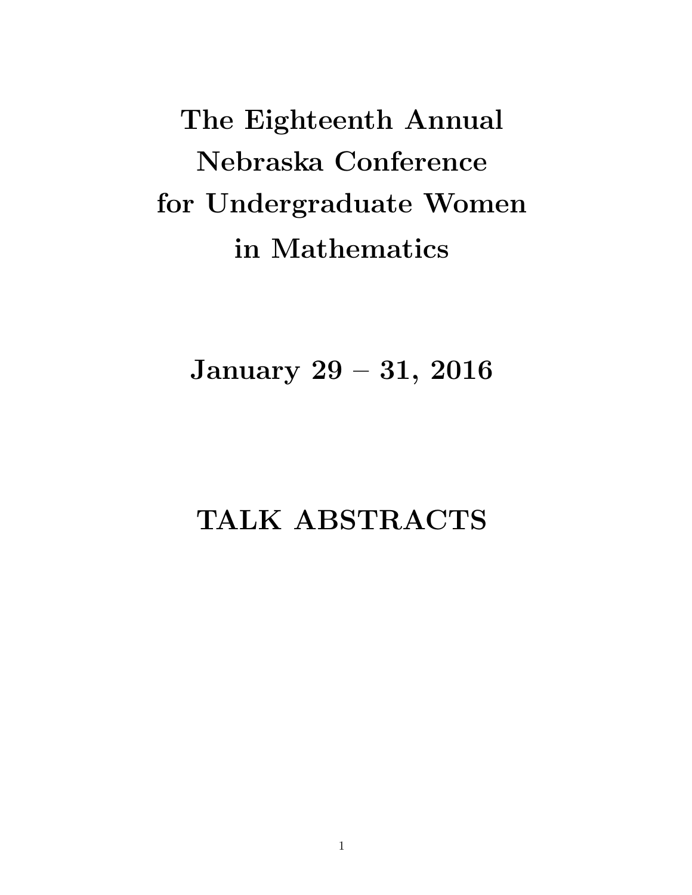# The Eighteenth Annual Nebraska Conference for Undergraduate Women in Mathematics

## January 29 – 31, 2016

## TALK ABSTRACTS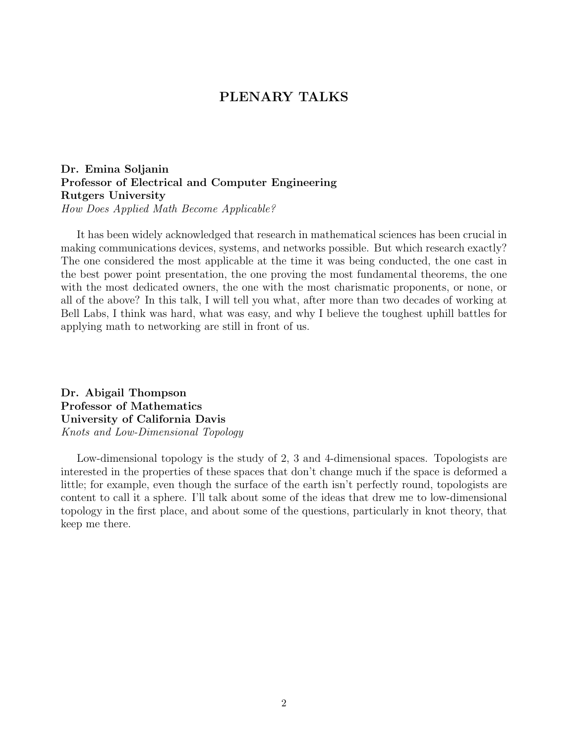# PLENARY TALKS

**Dr. Emina Soljanin**
**Professor of Electrical and Computer Engineering**
**Rutgers University**
*How Does Applied Math Become Applicable?*

It has been widely acknowledged that research in mathematical sciences has been crucial in making communications devices, systems, and networks possible. But which research exactly? The one considered the most applicable at the time it was being conducted, the one cast in the best power point presentation, the one proving the most fundamental theorems, the one with the most dedicated owners, the one with the most charismatic proponents, or none, or all of the above? In this talk, I will tell you what, after more than two decades of working at Bell Labs, I think was hard, what was easy, and why I believe the toughest uphill battles for applying math to networking are still in front of us.

**Dr. Abigail Thompson**
**Professor of Mathematics**
**University of California Davis**
*Knots and Low-Dimensional Topology*

Low-dimensional topology is the study of 2, 3 and 4-dimensional spaces. Topologists are interested in the properties of these spaces that don't change much if the space is deformed a little; for example, even though the surface of the earth isn't perfectly round, topologists are content to call it a sphere. I'll talk about some of the ideas that drew me to low-dimensional topology in the first place, and about some of the questions, particularly in knot theory, that keep me there.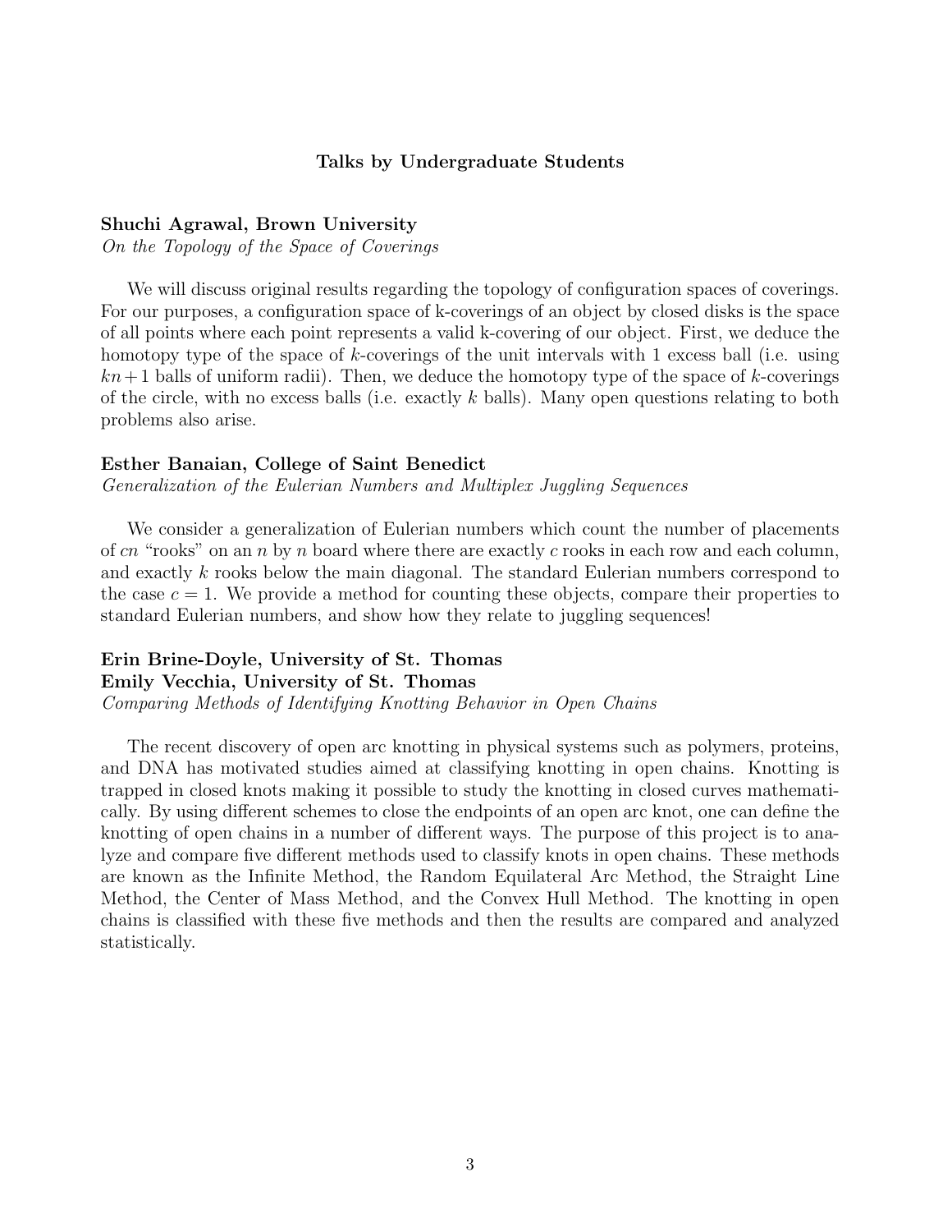## Talks by Undergraduate Students

**Shuchi Agrawal, Brown University**
*On the Topology of the Space of Coverings*

We will discuss original results regarding the topology of configuration spaces of coverings. For our purposes, a configuration space of k-coverings of an object by closed disks is the space of all points where each point represents a valid k-covering of our object. First, we deduce the homotopy type of the space of $k$-coverings of the unit intervals with 1 excess ball (i.e. using $kn+1$ balls of uniform radii). Then, we deduce the homotopy type of the space of $k$-coverings of the circle, with no excess balls (i.e. exactly $k$ balls). Many open questions relating to both problems also arise.

**Esther Banaian, College of Saint Benedict**
*Generalization of the Eulerian Numbers and Multiplex Juggling Sequences*

We consider a generalization of Eulerian numbers which count the number of placements of $cn$ "rooks" on an $n$ by $n$ board where there are exactly $c$ rooks in each row and each column, and exactly $k$ rooks below the main diagonal. The standard Eulerian numbers correspond to the case $c = 1$. We provide a method for counting these objects, compare their properties to standard Eulerian numbers, and show how they relate to juggling sequences!

**Erin Brine-Doyle, University of St. Thomas**
**Emily Vecchia, University of St. Thomas**
*Comparing Methods of Identifying Knotting Behavior in Open Chains*

The recent discovery of open arc knotting in physical systems such as polymers, proteins, and DNA has motivated studies aimed at classifying knotting in open chains. Knotting is trapped in closed knots making it possible to study the knotting in closed curves mathematically. By using different schemes to close the endpoints of an open arc knot, one can define the knotting of open chains in a number of different ways. The purpose of this project is to analyze and compare five different methods used to classify knots in open chains. These methods are known as the Infinite Method, the Random Equilateral Arc Method, the Straight Line Method, the Center of Mass Method, and the Convex Hull Method. The knotting in open chains is classified with these five methods and then the results are compared and analyzed statistically.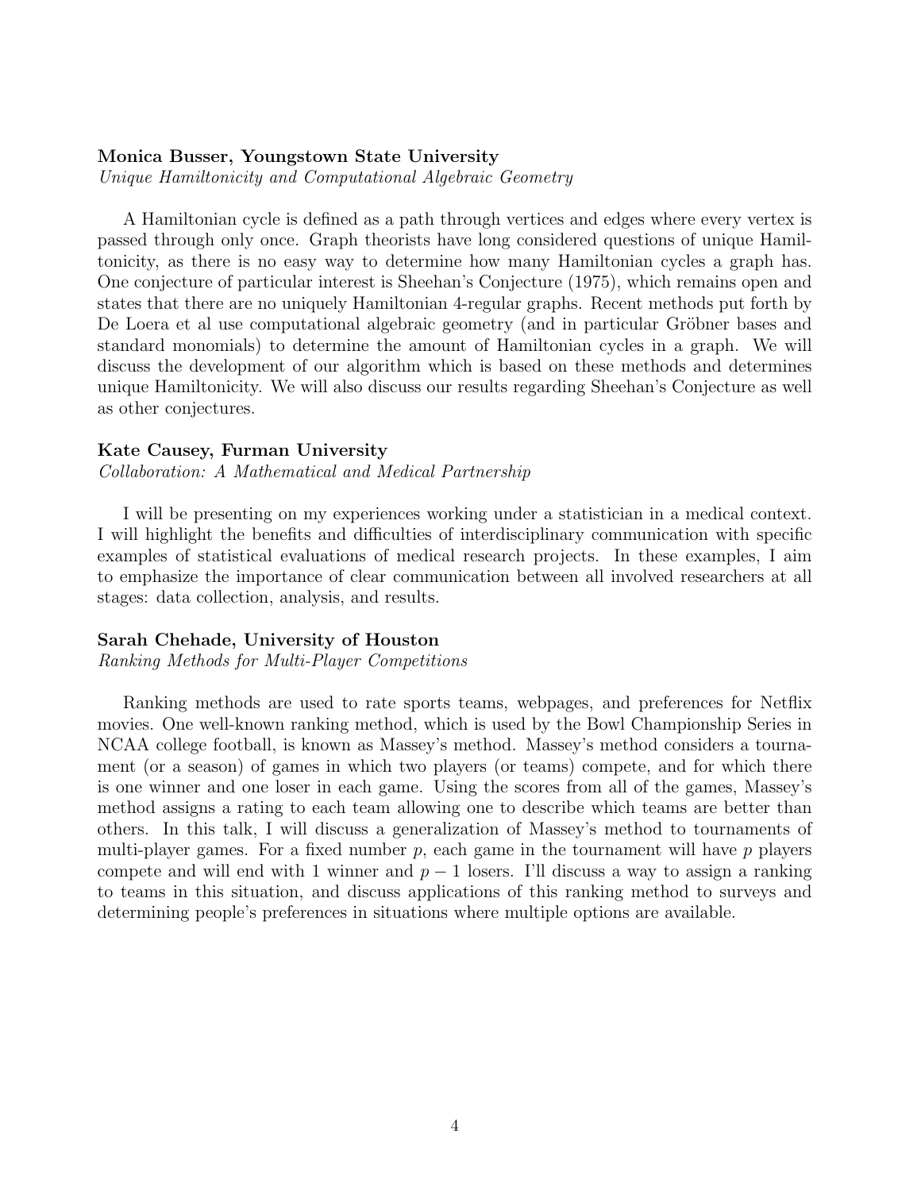**Monica Busser, Youngstown State University**

*Unique Hamiltonicity and Computational Algebraic Geometry*

A Hamiltonian cycle is defined as a path through vertices and edges where every vertex is passed through only once. Graph theorists have long considered questions of unique Hamiltonicity, as there is no easy way to determine how many Hamiltonian cycles a graph has. One conjecture of particular interest is Sheehan's Conjecture (1975), which remains open and states that there are no uniquely Hamiltonian 4-regular graphs. Recent methods put forth by De Loera et al use computational algebraic geometry (and in particular Gröbner bases and standard monomials) to determine the amount of Hamiltonian cycles in a graph. We will discuss the development of our algorithm which is based on these methods and determines unique Hamiltonicity. We will also discuss our results regarding Sheehan's Conjecture as well as other conjectures.

**Kate Causey, Furman University**

*Collaboration: A Mathematical and Medical Partnership*

I will be presenting on my experiences working under a statistician in a medical context. I will highlight the benefits and difficulties of interdisciplinary communication with specific examples of statistical evaluations of medical research projects. In these examples, I aim to emphasize the importance of clear communication between all involved researchers at all stages: data collection, analysis, and results.

**Sarah Chehade, University of Houston**

*Ranking Methods for Multi-Player Competitions*

Ranking methods are used to rate sports teams, webpages, and preferences for Netflix movies. One well-known ranking method, which is used by the Bowl Championship Series in NCAA college football, is known as Massey's method. Massey's method considers a tournament (or a season) of games in which two players (or teams) compete, and for which there is one winner and one loser in each game. Using the scores from all of the games, Massey's method assigns a rating to each team allowing one to describe which teams are better than others. In this talk, I will discuss a generalization of Massey's method to tournaments of multi-player games. For a fixed number $p$, each game in the tournament will have $p$ players compete and will end with 1 winner and $p-1$ losers. I'll discuss a way to assign a ranking to teams in this situation, and discuss applications of this ranking method to surveys and determining people's preferences in situations where multiple options are available.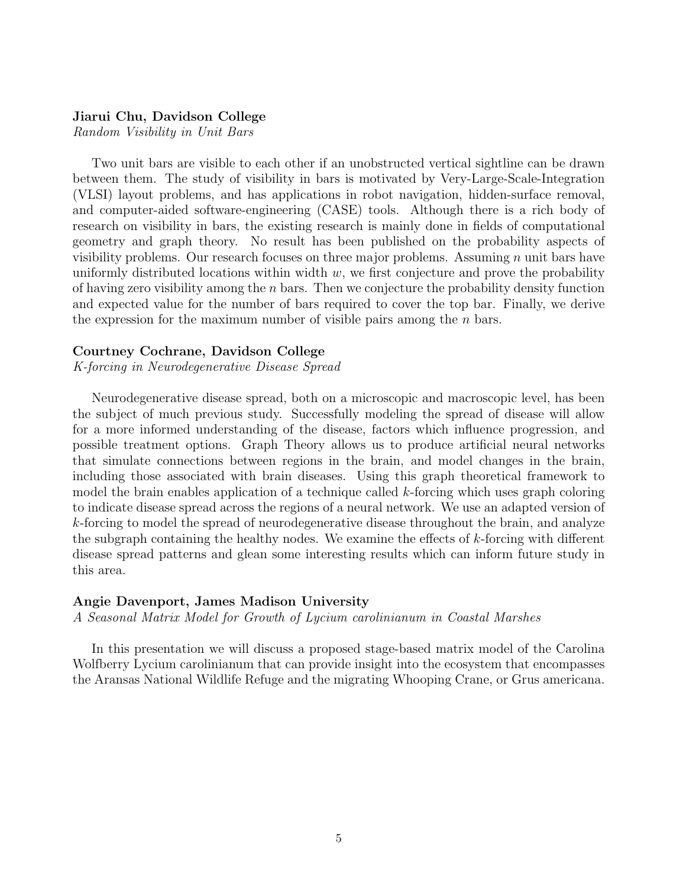**Jiarui Chu, Davidson College**
*Random Visibility in Unit Bars*

Two unit bars are visible to each other if an unobstructed vertical sightline can be drawn between them. The study of visibility in bars is motivated by Very-Large-Scale-Integration (VLSI) layout problems, and has applications in robot navigation, hidden-surface removal, and computer-aided software-engineering (CASE) tools. Although there is a rich body of research on visibility in bars, the existing research is mainly done in fields of computational geometry and graph theory. No result has been published on the probability aspects of visibility problems. Our research focuses on three major problems. Assuming $n$ unit bars have uniformly distributed locations within width $w$, we first conjecture and prove the probability of having zero visibility among the $n$ bars. Then we conjecture the probability density function and expected value for the number of bars required to cover the top bar. Finally, we derive the expression for the maximum number of visible pairs among the $n$ bars.

**Courtney Cochrane, Davidson College**
*K-forcing in Neurodegenerative Disease Spread*

Neurodegenerative disease spread, both on a microscopic and macroscopic level, has been the subject of much previous study. Successfully modeling the spread of disease will allow for a more informed understanding of the disease, factors which influence progression, and possible treatment options. Graph Theory allows us to produce artificial neural networks that simulate connections between regions in the brain, and model changes in the brain, including those associated with brain diseases. Using this graph theoretical framework to model the brain enables application of a technique called $k$-forcing which uses graph coloring to indicate disease spread across the regions of a neural network. We use an adapted version of $k$-forcing to model the spread of neurodegenerative disease throughout the brain, and analyze the subgraph containing the healthy nodes. We examine the effects of $k$-forcing with different disease spread patterns and glean some interesting results which can inform future study in this area.

**Angie Davenport, James Madison University**
*A Seasonal Matrix Model for Growth of Lycium carolinianum in Coastal Marshes*

In this presentation we will discuss a proposed stage-based matrix model of the Carolina Wolfberry Lycium carolinianum that can provide insight into the ecosystem that encompasses the Aransas National Wildlife Refuge and the migrating Whooping Crane, or Grus americana.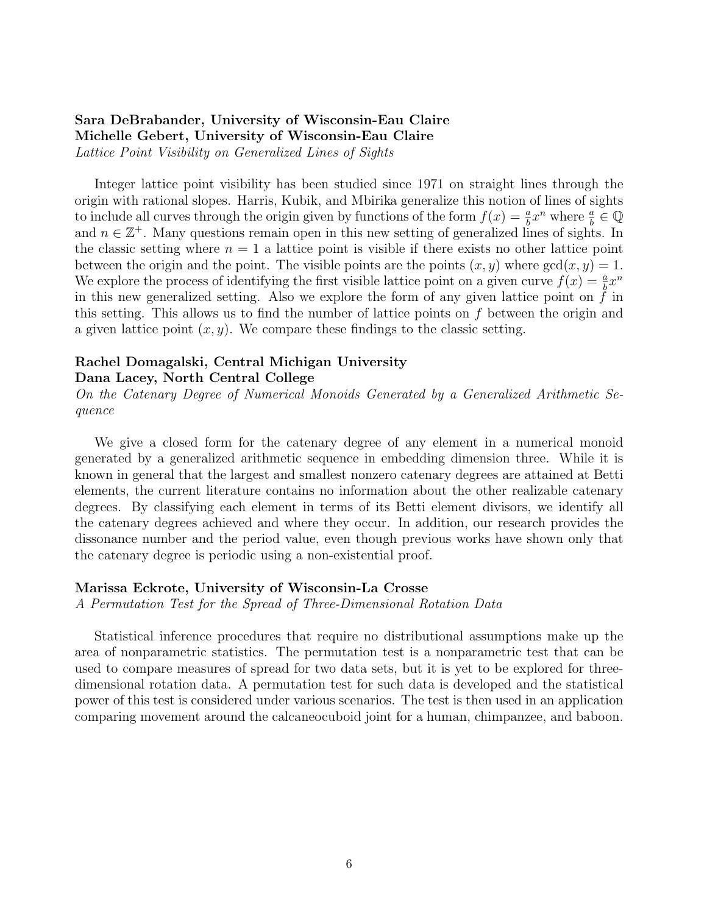**Sara DeBrabander, University of Wisconsin-Eau Claire**
**Michelle Gebert, University of Wisconsin-Eau Claire**
*Lattice Point Visibility on Generalized Lines of Sights*

Integer lattice point visibility has been studied since 1971 on straight lines through the origin with rational slopes. Harris, Kubik, and Mbirika generalize this notion of lines of sights to include all curves through the origin given by functions of the form $f(x) = \frac{a}{b}x^n$ where $\frac{a}{b} \in \mathbb{Q}$ and $n \in \mathbb{Z}^+$. Many questions remain open in this new setting of generalized lines of sights. In the classic setting where $n = 1$ a lattice point is visible if there exists no other lattice point between the origin and the point. The visible points are the points $(x, y)$ where $\gcd(x, y) = 1$. We explore the process of identifying the first visible lattice point on a given curve $f(x) = \frac{a}{b}x^n$ in this new generalized setting. Also we explore the form of any given lattice point on $f$ in this setting. This allows us to find the number of lattice points on $f$ between the origin and a given lattice point $(x, y)$. We compare these findings to the classic setting.

**Rachel Domagalski, Central Michigan University**
**Dana Lacey, North Central College**
*On the Catenary Degree of Numerical Monoids Generated by a Generalized Arithmetic Sequence*

We give a closed form for the catenary degree of any element in a numerical monoid generated by a generalized arithmetic sequence in embedding dimension three. While it is known in general that the largest and smallest nonzero catenary degrees are attained at Betti elements, the current literature contains no information about the other realizable catenary degrees. By classifying each element in terms of its Betti element divisors, we identify all the catenary degrees achieved and where they occur. In addition, our research provides the dissonance number and the period value, even though previous works have shown only that the catenary degree is periodic using a non-existential proof.

**Marissa Eckrote, University of Wisconsin-La Crosse**
*A Permutation Test for the Spread of Three-Dimensional Rotation Data*

Statistical inference procedures that require no distributional assumptions make up the area of nonparametric statistics. The permutation test is a nonparametric test that can be used to compare measures of spread for two data sets, but it is yet to be explored for three-dimensional rotation data. A permutation test for such data is developed and the statistical power of this test is considered under various scenarios. The test is then used in an application comparing movement around the calcaneocuboid joint for a human, chimpanzee, and baboon.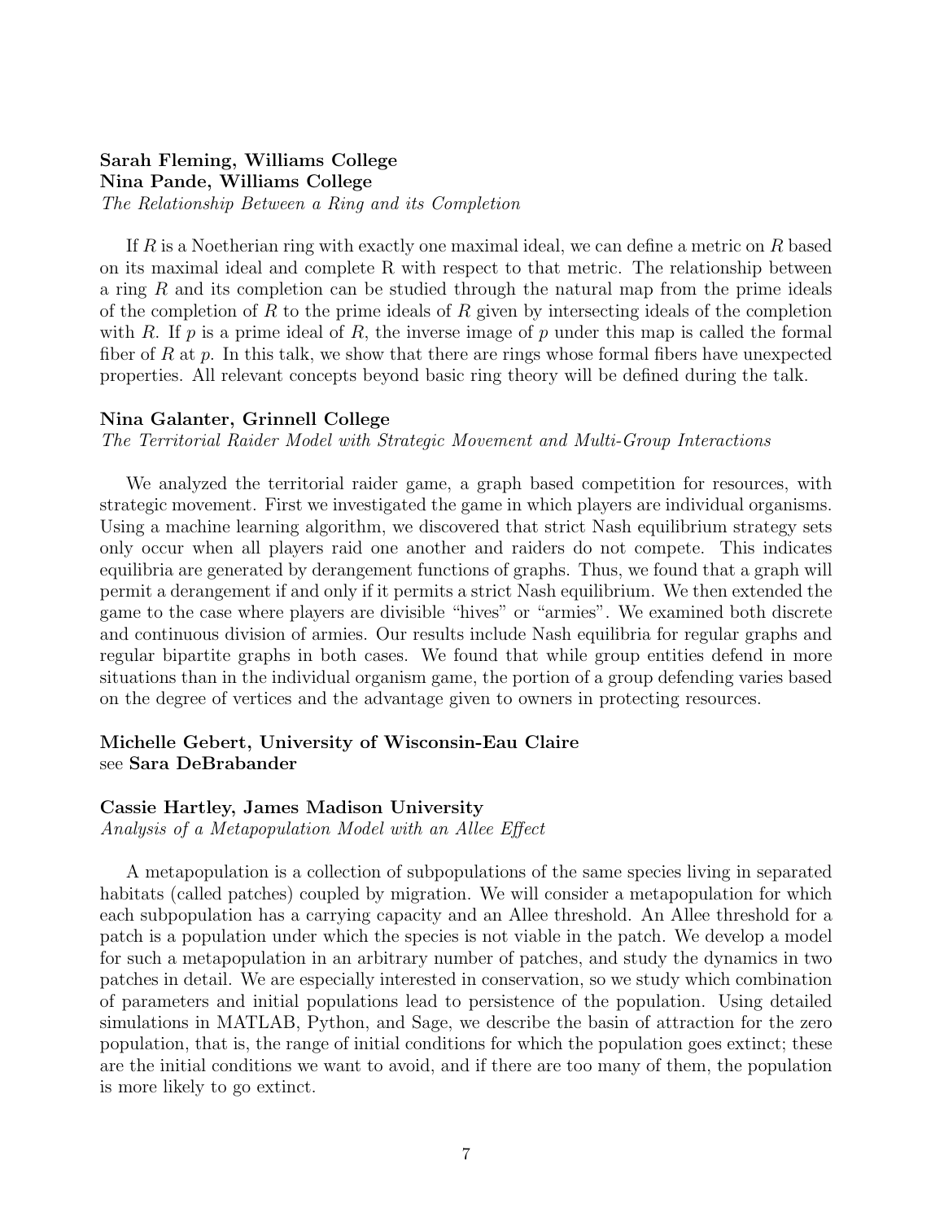**Sarah Fleming, Williams College**
**Nina Pande, Williams College**
*The Relationship Between a Ring and its Completion*

If $R$ is a Noetherian ring with exactly one maximal ideal, we can define a metric on $R$ based on its maximal ideal and complete R with respect to that metric. The relationship between a ring $R$ and its completion can be studied through the natural map from the prime ideals of the completion of $R$ to the prime ideals of $R$ given by intersecting ideals of the completion with $R$. If $p$ is a prime ideal of $R$, the inverse image of $p$ under this map is called the formal fiber of $R$ at $p$. In this talk, we show that there are rings whose formal fibers have unexpected properties. All relevant concepts beyond basic ring theory will be defined during the talk.

**Nina Galanter, Grinnell College**
*The Territorial Raider Model with Strategic Movement and Multi-Group Interactions*

We analyzed the territorial raider game, a graph based competition for resources, with strategic movement. First we investigated the game in which players are individual organisms. Using a machine learning algorithm, we discovered that strict Nash equilibrium strategy sets only occur when all players raid one another and raiders do not compete. This indicates equilibria are generated by derangement functions of graphs. Thus, we found that a graph will permit a derangement if and only if it permits a strict Nash equilibrium. We then extended the game to the case where players are divisible "hives" or "armies". We examined both discrete and continuous division of armies. Our results include Nash equilibria for regular graphs and regular bipartite graphs in both cases. We found that while group entities defend in more situations than in the individual organism game, the portion of a group defending varies based on the degree of vertices and the advantage given to owners in protecting resources.

**Michelle Gebert, University of Wisconsin-Eau Claire**
see **Sara DeBrabander**

**Cassie Hartley, James Madison University**
*Analysis of a Metapopulation Model with an Allee Effect*

A metapopulation is a collection of subpopulations of the same species living in separated habitats (called patches) coupled by migration. We will consider a metapopulation for which each subpopulation has a carrying capacity and an Allee threshold. An Allee threshold for a patch is a population under which the species is not viable in the patch. We develop a model for such a metapopulation in an arbitrary number of patches, and study the dynamics in two patches in detail. We are especially interested in conservation, so we study which combination of parameters and initial populations lead to persistence of the population. Using detailed simulations in MATLAB, Python, and Sage, we describe the basin of attraction for the zero population, that is, the range of initial conditions for which the population goes extinct; these are the initial conditions we want to avoid, and if there are too many of them, the population is more likely to go extinct.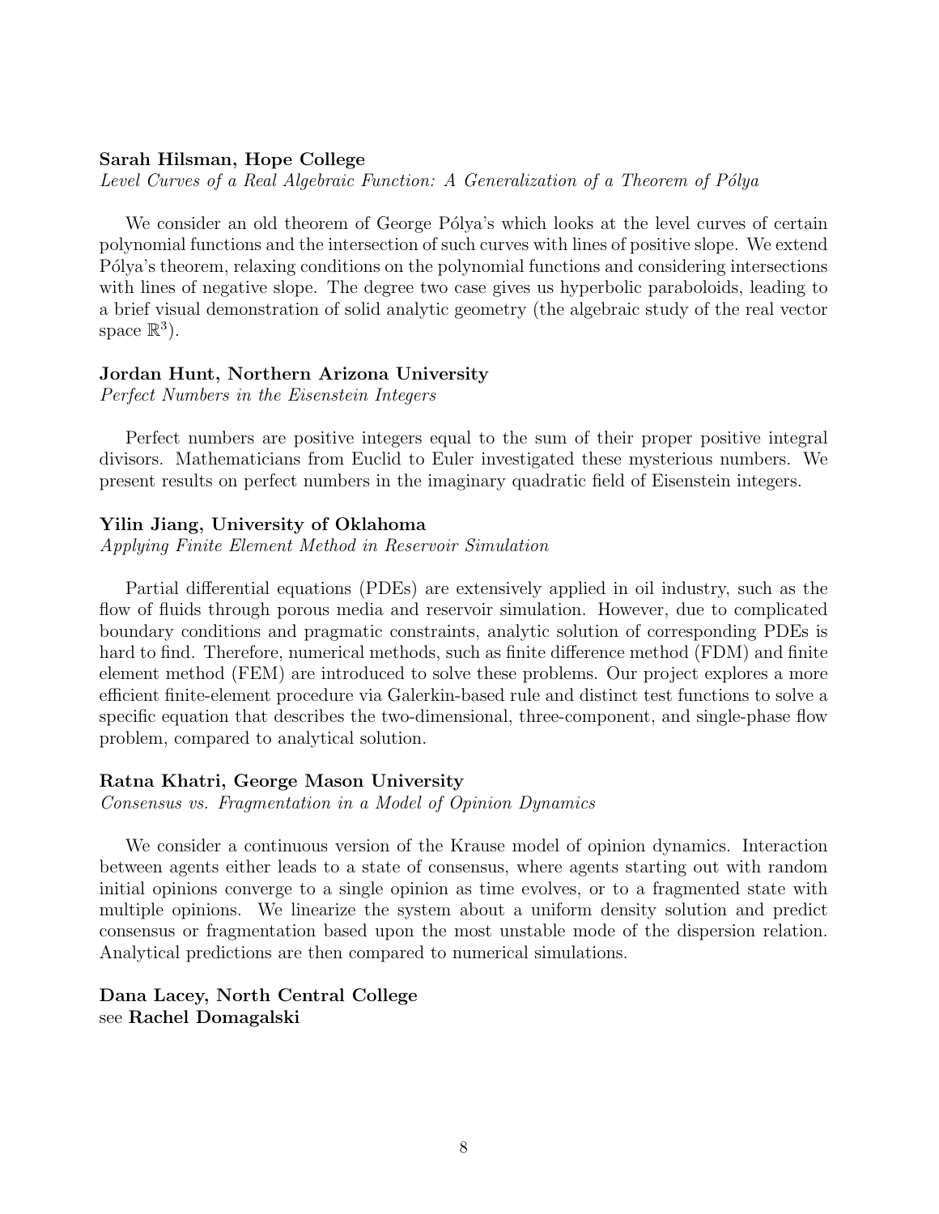**Sarah Hilsman, Hope College**
*Level Curves of a Real Algebraic Function: A Generalization of a Theorem of Pólya*

We consider an old theorem of George Pólya's which looks at the level curves of certain polynomial functions and the intersection of such curves with lines of positive slope. We extend Pólya's theorem, relaxing conditions on the polynomial functions and considering intersections with lines of negative slope. The degree two case gives us hyperbolic paraboloids, leading to a brief visual demonstration of solid analytic geometry (the algebraic study of the real vector space $\mathbb{R}^3$).

**Jordan Hunt, Northern Arizona University**
*Perfect Numbers in the Eisenstein Integers*

Perfect numbers are positive integers equal to the sum of their proper positive integral divisors. Mathematicians from Euclid to Euler investigated these mysterious numbers. We present results on perfect numbers in the imaginary quadratic field of Eisenstein integers.

**Yilin Jiang, University of Oklahoma**
*Applying Finite Element Method in Reservoir Simulation*

Partial differential equations (PDEs) are extensively applied in oil industry, such as the flow of fluids through porous media and reservoir simulation. However, due to complicated boundary conditions and pragmatic constraints, analytic solution of corresponding PDEs is hard to find. Therefore, numerical methods, such as finite difference method (FDM) and finite element method (FEM) are introduced to solve these problems. Our project explores a more efficient finite-element procedure via Galerkin-based rule and distinct test functions to solve a specific equation that describes the two-dimensional, three-component, and single-phase flow problem, compared to analytical solution.

**Ratna Khatri, George Mason University**
*Consensus vs. Fragmentation in a Model of Opinion Dynamics*

We consider a continuous version of the Krause model of opinion dynamics. Interaction between agents either leads to a state of consensus, where agents starting out with random initial opinions converge to a single opinion as time evolves, or to a fragmented state with multiple opinions. We linearize the system about a uniform density solution and predict consensus or fragmentation based upon the most unstable mode of the dispersion relation. Analytical predictions are then compared to numerical simulations.

**Dana Lacey, North Central College**
see **Rachel Domagalski**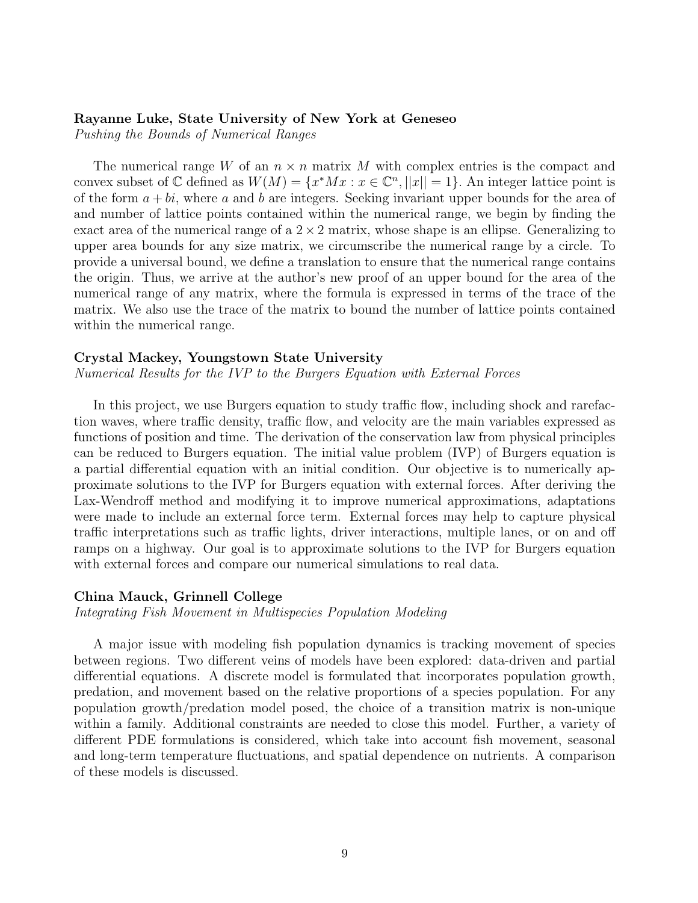**Rayanne Luke, State University of New York at Geneseo**

*Pushing the Bounds of Numerical Ranges*

The numerical range $W$ of an $n \times n$ matrix $M$ with complex entries is the compact and convex subset of $\mathbb{C}$ defined as $W(M) = \{x^*Mx : x \in \mathbb{C}^n, ||x|| = 1\}$. An integer lattice point is of the form $a + bi$, where $a$ and $b$ are integers. Seeking invariant upper bounds for the area of and number of lattice points contained within the numerical range, we begin by finding the exact area of the numerical range of a $2 \times 2$ matrix, whose shape is an ellipse. Generalizing to upper area bounds for any size matrix, we circumscribe the numerical range by a circle. To provide a universal bound, we define a translation to ensure that the numerical range contains the origin. Thus, we arrive at the author's new proof of an upper bound for the area of the numerical range of any matrix, where the formula is expressed in terms of the trace of the matrix. We also use the trace of the matrix to bound the number of lattice points contained within the numerical range.

**Crystal Mackey, Youngstown State University**

*Numerical Results for the IVP to the Burgers Equation with External Forces*

In this project, we use Burgers equation to study traffic flow, including shock and rarefaction waves, where traffic density, traffic flow, and velocity are the main variables expressed as functions of position and time. The derivation of the conservation law from physical principles can be reduced to Burgers equation. The initial value problem (IVP) of Burgers equation is a partial differential equation with an initial condition. Our objective is to numerically approximate solutions to the IVP for Burgers equation with external forces. After deriving the Lax-Wendroff method and modifying it to improve numerical approximations, adaptations were made to include an external force term. External forces may help to capture physical traffic interpretations such as traffic lights, driver interactions, multiple lanes, or on and off ramps on a highway. Our goal is to approximate solutions to the IVP for Burgers equation with external forces and compare our numerical simulations to real data.

**China Mauck, Grinnell College**

*Integrating Fish Movement in Multispecies Population Modeling*

A major issue with modeling fish population dynamics is tracking movement of species between regions. Two different veins of models have been explored: data-driven and partial differential equations. A discrete model is formulated that incorporates population growth, predation, and movement based on the relative proportions of a species population. For any population growth/predation model posed, the choice of a transition matrix is non-unique within a family. Additional constraints are needed to close this model. Further, a variety of different PDE formulations is considered, which take into account fish movement, seasonal and long-term temperature fluctuations, and spatial dependence on nutrients. A comparison of these models is discussed.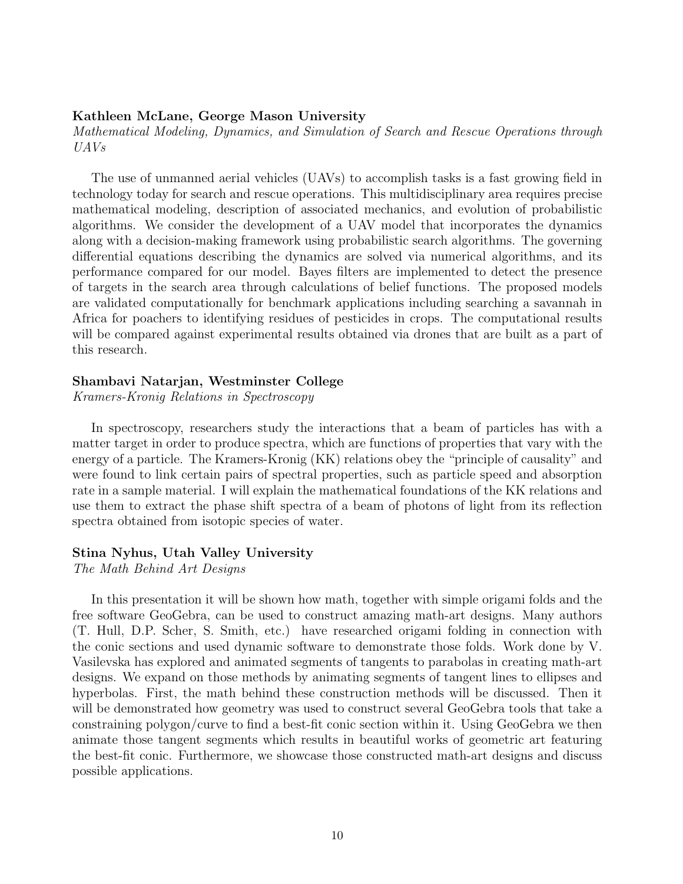**Kathleen McLane, George Mason University**

*Mathematical Modeling, Dynamics, and Simulation of Search and Rescue Operations through UAVs*

The use of unmanned aerial vehicles (UAVs) to accomplish tasks is a fast growing field in technology today for search and rescue operations. This multidisciplinary area requires precise mathematical modeling, description of associated mechanics, and evolution of probabilistic algorithms. We consider the development of a UAV model that incorporates the dynamics along with a decision-making framework using probabilistic search algorithms. The governing differential equations describing the dynamics are solved via numerical algorithms, and its performance compared for our model. Bayes filters are implemented to detect the presence of targets in the search area through calculations of belief functions. The proposed models are validated computationally for benchmark applications including searching a savannah in Africa for poachers to identifying residues of pesticides in crops. The computational results will be compared against experimental results obtained via drones that are built as a part of this research.

**Shambavi Natarjan, Westminster College**

*Kramers-Kronig Relations in Spectroscopy*

In spectroscopy, researchers study the interactions that a beam of particles has with a matter target in order to produce spectra, which are functions of properties that vary with the energy of a particle. The Kramers-Kronig (KK) relations obey the "principle of causality" and were found to link certain pairs of spectral properties, such as particle speed and absorption rate in a sample material. I will explain the mathematical foundations of the KK relations and use them to extract the phase shift spectra of a beam of photons of light from its reflection spectra obtained from isotopic species of water.

**Stina Nyhus, Utah Valley University**

*The Math Behind Art Designs*

In this presentation it will be shown how math, together with simple origami folds and the free software GeoGebra, can be used to construct amazing math-art designs. Many authors (T. Hull, D.P. Scher, S. Smith, etc.) have researched origami folding in connection with the conic sections and used dynamic software to demonstrate those folds. Work done by V. Vasilevska has explored and animated segments of tangents to parabolas in creating math-art designs. We expand on those methods by animating segments of tangent lines to ellipses and hyperbolas. First, the math behind these construction methods will be discussed. Then it will be demonstrated how geometry was used to construct several GeoGebra tools that take a constraining polygon/curve to find a best-fit conic section within it. Using GeoGebra we then animate those tangent segments which results in beautiful works of geometric art featuring the best-fit conic. Furthermore, we showcase those constructed math-art designs and discuss possible applications.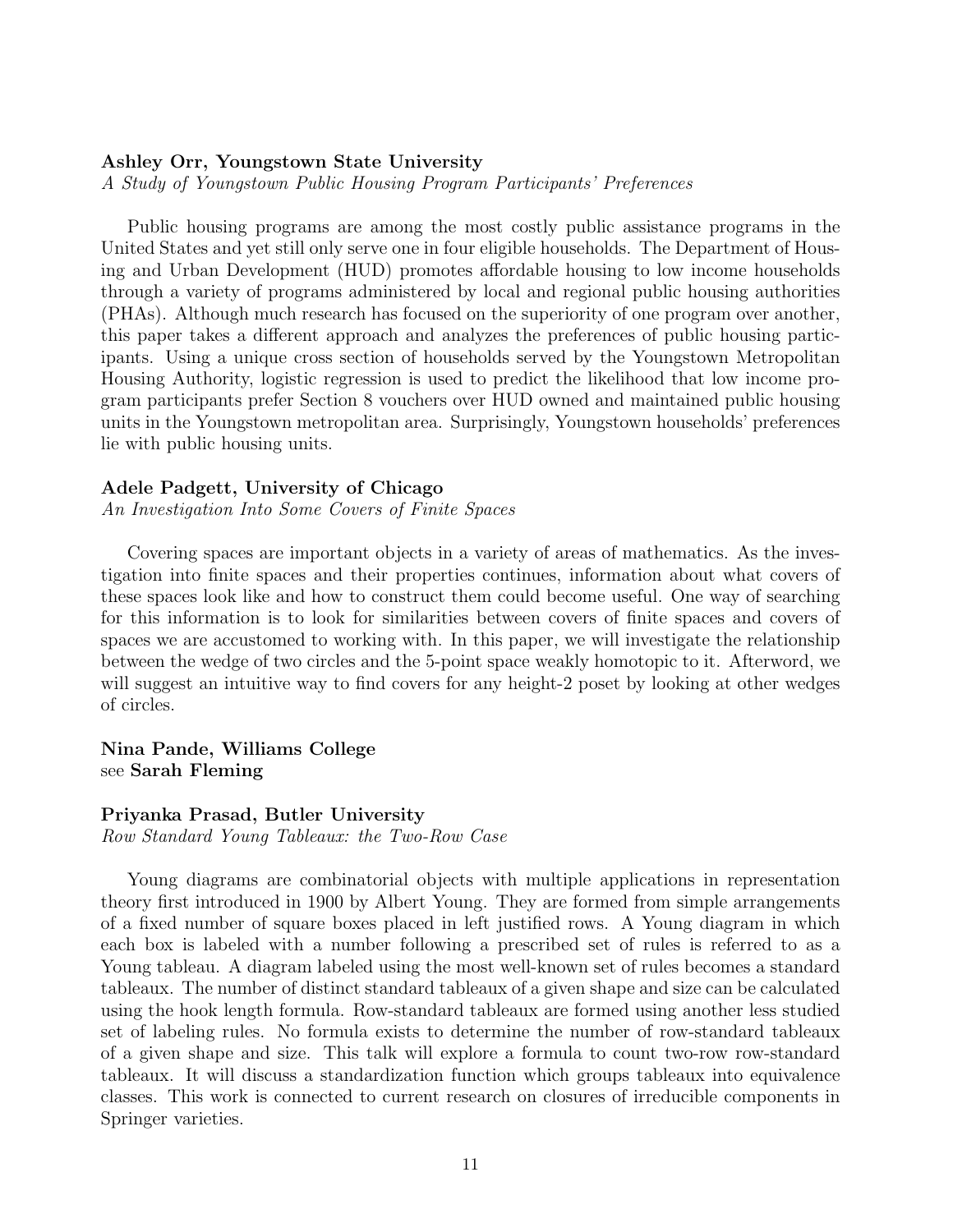**Ashley Orr, Youngstown State University**
*A Study of Youngstown Public Housing Program Participants' Preferences*

Public housing programs are among the most costly public assistance programs in the United States and yet still only serve one in four eligible households. The Department of Housing and Urban Development (HUD) promotes affordable housing to low income households through a variety of programs administered by local and regional public housing authorities (PHAs). Although much research has focused on the superiority of one program over another, this paper takes a different approach and analyzes the preferences of public housing participants. Using a unique cross section of households served by the Youngstown Metropolitan Housing Authority, logistic regression is used to predict the likelihood that low income program participants prefer Section 8 vouchers over HUD owned and maintained public housing units in the Youngstown metropolitan area. Surprisingly, Youngstown households' preferences lie with public housing units.

**Adele Padgett, University of Chicago**
*An Investigation Into Some Covers of Finite Spaces*

Covering spaces are important objects in a variety of areas of mathematics. As the investigation into finite spaces and their properties continues, information about what covers of these spaces look like and how to construct them could become useful. One way of searching for this information is to look for similarities between covers of finite spaces and covers of spaces we are accustomed to working with. In this paper, we will investigate the relationship between the wedge of two circles and the 5-point space weakly homotopic to it. Afterword, we will suggest an intuitive way to find covers for any height-2 poset by looking at other wedges of circles.

**Nina Pande, Williams College**
see **Sarah Fleming**

**Priyanka Prasad, Butler University**
*Row Standard Young Tableaux: the Two-Row Case*

Young diagrams are combinatorial objects with multiple applications in representation theory first introduced in 1900 by Albert Young. They are formed from simple arrangements of a fixed number of square boxes placed in left justified rows. A Young diagram in which each box is labeled with a number following a prescribed set of rules is referred to as a Young tableau. A diagram labeled using the most well-known set of rules becomes a standard tableaux. The number of distinct standard tableaux of a given shape and size can be calculated using the hook length formula. Row-standard tableaux are formed using another less studied set of labeling rules. No formula exists to determine the number of row-standard tableaux of a given shape and size. This talk will explore a formula to count two-row row-standard tableaux. It will discuss a standardization function which groups tableaux into equivalence classes. This work is connected to current research on closures of irreducible components in Springer varieties.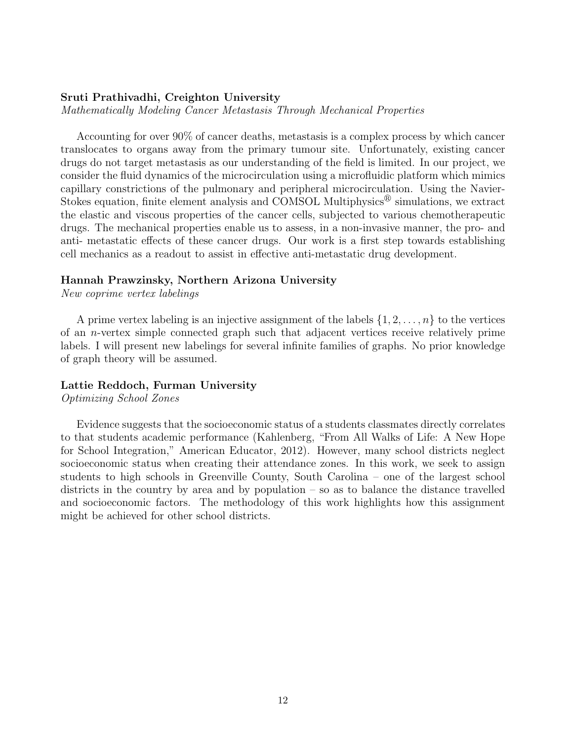**Sruti Prathivadhi, Creighton University**
*Mathematically Modeling Cancer Metastasis Through Mechanical Properties*

Accounting for over 90% of cancer deaths, metastasis is a complex process by which cancer translocates to organs away from the primary tumour site. Unfortunately, existing cancer drugs do not target metastasis as our understanding of the field is limited. In our project, we consider the fluid dynamics of the microcirculation using a microfluidic platform which mimics capillary constrictions of the pulmonary and peripheral microcirculation. Using the Navier-Stokes equation, finite element analysis and COMSOL Multiphysics® simulations, we extract the elastic and viscous properties of the cancer cells, subjected to various chemotherapeutic drugs. The mechanical properties enable us to assess, in a non-invasive manner, the pro- and anti- metastatic effects of these cancer drugs. Our work is a first step towards establishing cell mechanics as a readout to assist in effective anti-metastatic drug development.

**Hannah Prawzinsky, Northern Arizona University**
*New coprime vertex labelings*

A prime vertex labeling is an injective assignment of the labels $\{1, 2, \ldots, n\}$ to the vertices of an $n$-vertex simple connected graph such that adjacent vertices receive relatively prime labels. I will present new labelings for several infinite families of graphs. No prior knowledge of graph theory will be assumed.

**Lattie Reddoch, Furman University**
*Optimizing School Zones*

Evidence suggests that the socioeconomic status of a students classmates directly correlates to that students academic performance (Kahlenberg, "From All Walks of Life: A New Hope for School Integration," American Educator, 2012). However, many school districts neglect socioeconomic status when creating their attendance zones. In this work, we seek to assign students to high schools in Greenville County, South Carolina – one of the largest school districts in the country by area and by population – so as to balance the distance travelled and socioeconomic factors. The methodology of this work highlights how this assignment might be achieved for other school districts.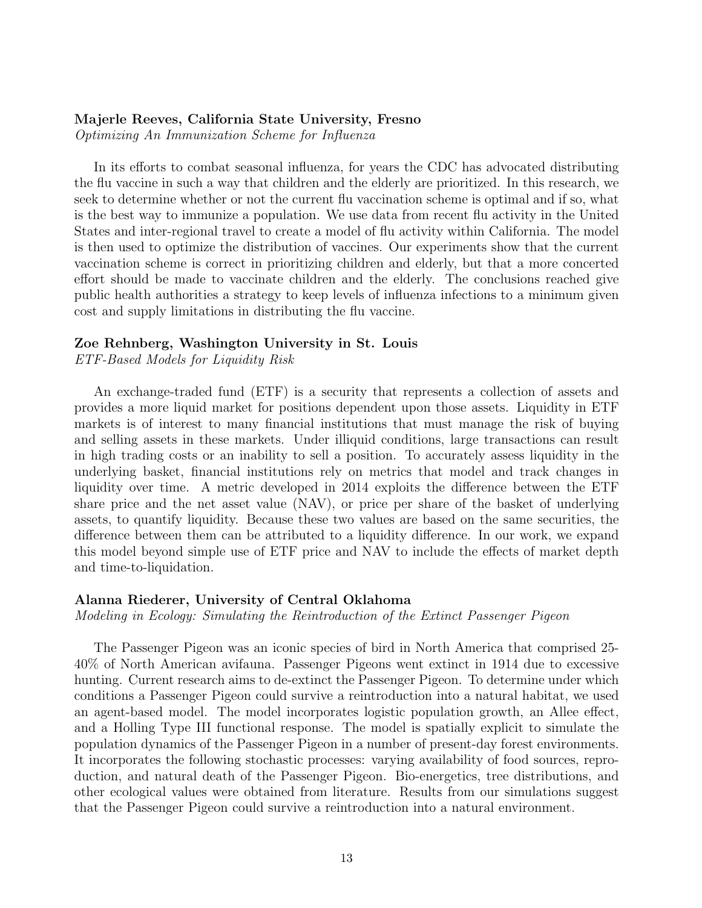**Majerle Reeves, California State University, Fresno**
*Optimizing An Immunization Scheme for Influenza*

In its efforts to combat seasonal influenza, for years the CDC has advocated distributing the flu vaccine in such a way that children and the elderly are prioritized. In this research, we seek to determine whether or not the current flu vaccination scheme is optimal and if so, what is the best way to immunize a population. We use data from recent flu activity in the United States and inter-regional travel to create a model of flu activity within California. The model is then used to optimize the distribution of vaccines. Our experiments show that the current vaccination scheme is correct in prioritizing children and elderly, but that a more concerted effort should be made to vaccinate children and the elderly. The conclusions reached give public health authorities a strategy to keep levels of influenza infections to a minimum given cost and supply limitations in distributing the flu vaccine.

**Zoe Rehnberg, Washington University in St. Louis**
*ETF-Based Models for Liquidity Risk*

An exchange-traded fund (ETF) is a security that represents a collection of assets and provides a more liquid market for positions dependent upon those assets. Liquidity in ETF markets is of interest to many financial institutions that must manage the risk of buying and selling assets in these markets. Under illiquid conditions, large transactions can result in high trading costs or an inability to sell a position. To accurately assess liquidity in the underlying basket, financial institutions rely on metrics that model and track changes in liquidity over time. A metric developed in 2014 exploits the difference between the ETF share price and the net asset value (NAV), or price per share of the basket of underlying assets, to quantify liquidity. Because these two values are based on the same securities, the difference between them can be attributed to a liquidity difference. In our work, we expand this model beyond simple use of ETF price and NAV to include the effects of market depth and time-to-liquidation.

**Alanna Riederer, University of Central Oklahoma**
*Modeling in Ecology: Simulating the Reintroduction of the Extinct Passenger Pigeon*

The Passenger Pigeon was an iconic species of bird in North America that comprised 25-40% of North American avifauna. Passenger Pigeons went extinct in 1914 due to excessive hunting. Current research aims to de-extinct the Passenger Pigeon. To determine under which conditions a Passenger Pigeon could survive a reintroduction into a natural habitat, we used an agent-based model. The model incorporates logistic population growth, an Allee effect, and a Holling Type III functional response. The model is spatially explicit to simulate the population dynamics of the Passenger Pigeon in a number of present-day forest environments. It incorporates the following stochastic processes: varying availability of food sources, reproduction, and natural death of the Passenger Pigeon. Bio-energetics, tree distributions, and other ecological values were obtained from literature. Results from our simulations suggest that the Passenger Pigeon could survive a reintroduction into a natural environment.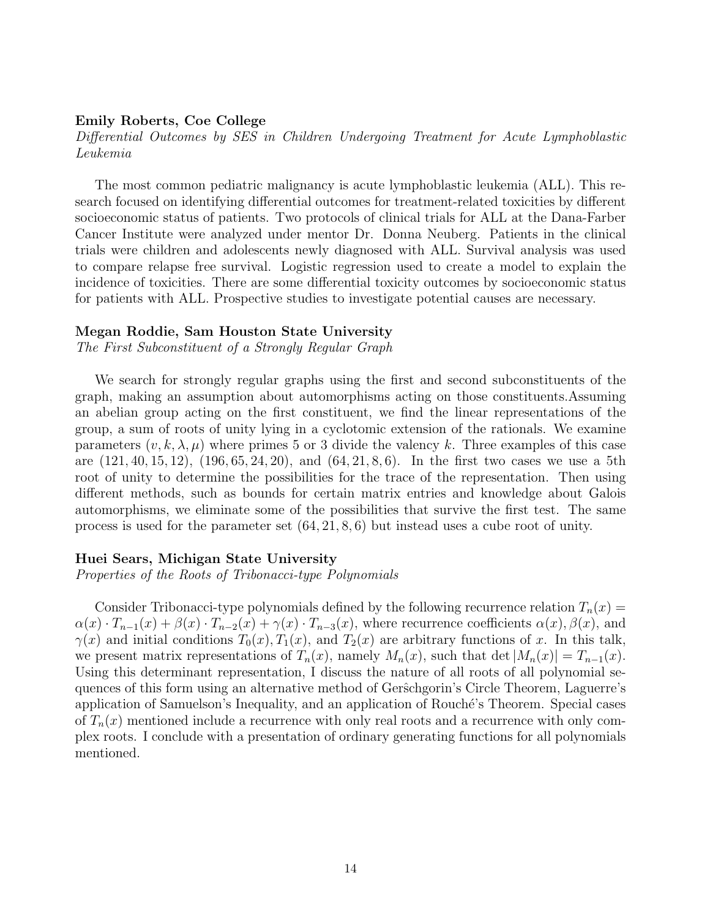**Emily Roberts, Coe College**

*Differential Outcomes by SES in Children Undergoing Treatment for Acute Lymphoblastic Leukemia*

The most common pediatric malignancy is acute lymphoblastic leukemia (ALL). This research focused on identifying differential outcomes for treatment-related toxicities by different socioeconomic status of patients. Two protocols of clinical trials for ALL at the Dana-Farber Cancer Institute were analyzed under mentor Dr. Donna Neuberg. Patients in the clinical trials were children and adolescents newly diagnosed with ALL. Survival analysis was used to compare relapse free survival. Logistic regression used to create a model to explain the incidence of toxicities. There are some differential toxicity outcomes by socioeconomic status for patients with ALL. Prospective studies to investigate potential causes are necessary.

**Megan Roddie, Sam Houston State University**

*The First Subconstituent of a Strongly Regular Graph*

We search for strongly regular graphs using the first and second subconstituents of the graph, making an assumption about automorphisms acting on those constituents.Assuming an abelian group acting on the first constituent, we find the linear representations of the group, a sum of roots of unity lying in a cyclotomic extension of the rationals. We examine parameters $(v, k, \lambda, \mu)$ where primes 5 or 3 divide the valency $k$. Three examples of this case are $(121, 40, 15, 12)$, $(196, 65, 24, 20)$, and $(64, 21, 8, 6)$. In the first two cases we use a 5th root of unity to determine the possibilities for the trace of the representation. Then using different methods, such as bounds for certain matrix entries and knowledge about Galois automorphisms, we eliminate some of the possibilities that survive the first test. The same process is used for the parameter set $(64, 21, 8, 6)$ but instead uses a cube root of unity.

**Huei Sears, Michigan State University**

*Properties of the Roots of Tribonacci-type Polynomials*

Consider Tribonacci-type polynomials defined by the following recurrence relation $T_n(x) = \alpha(x) \cdot T_{n-1}(x) + \beta(x) \cdot T_{n-2}(x) + \gamma(x) \cdot T_{n-3}(x)$, where recurrence coefficients $\alpha(x), \beta(x)$, and $\gamma(x)$ and initial conditions $T_0(x), T_1(x)$, and $T_2(x)$ are arbitrary functions of $x$. In this talk, we present matrix representations of $T_n(x)$, namely $M_n(x)$, such that $\det |M_n(x)| = T_{n-1}(x)$. Using this determinant representation, I discuss the nature of all roots of all polynomial sequences of this form using an alternative method of Gerŝchgorin's Circle Theorem, Laguerre's application of Samuelson's Inequality, and an application of Rouché's Theorem. Special cases of $T_n(x)$ mentioned include a recurrence with only real roots and a recurrence with only complex roots. I conclude with a presentation of ordinary generating functions for all polynomials mentioned.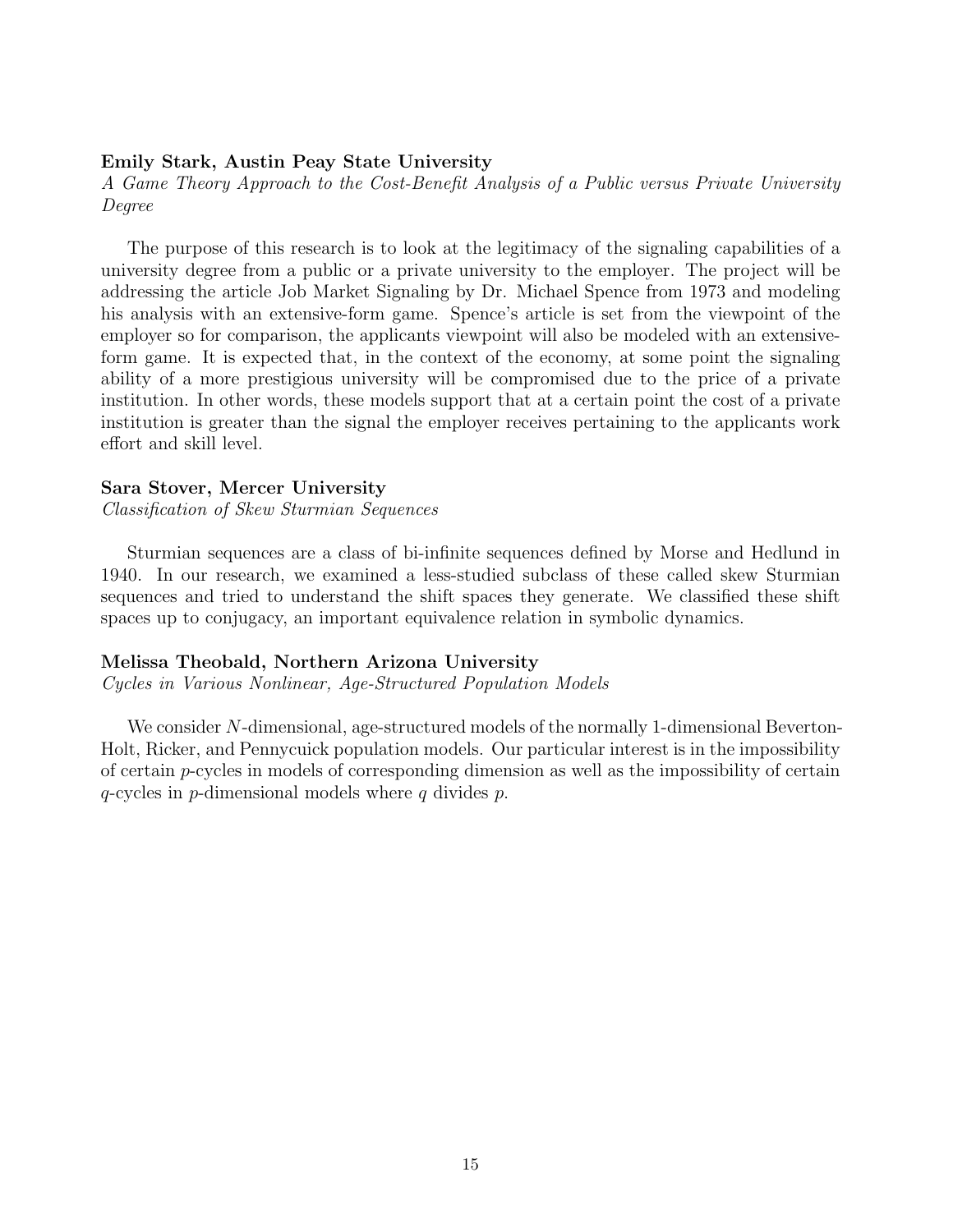**Emily Stark, Austin Peay State University**
*A Game Theory Approach to the Cost-Benefit Analysis of a Public versus Private University Degree*

The purpose of this research is to look at the legitimacy of the signaling capabilities of a university degree from a public or a private university to the employer. The project will be addressing the article Job Market Signaling by Dr. Michael Spence from 1973 and modeling his analysis with an extensive-form game. Spence's article is set from the viewpoint of the employer so for comparison, the applicants viewpoint will also be modeled with an extensive-form game. It is expected that, in the context of the economy, at some point the signaling ability of a more prestigious university will be compromised due to the price of a private institution. In other words, these models support that at a certain point the cost of a private institution is greater than the signal the employer receives pertaining to the applicants work effort and skill level.

**Sara Stover, Mercer University**
*Classification of Skew Sturmian Sequences*

Sturmian sequences are a class of bi-infinite sequences defined by Morse and Hedlund in 1940. In our research, we examined a less-studied subclass of these called skew Sturmian sequences and tried to understand the shift spaces they generate. We classified these shift spaces up to conjugacy, an important equivalence relation in symbolic dynamics.

**Melissa Theobald, Northern Arizona University**
*Cycles in Various Nonlinear, Age-Structured Population Models*

We consider $N$-dimensional, age-structured models of the normally 1-dimensional Beverton-Holt, Ricker, and Pennycuick population models. Our particular interest is in the impossibility of certain $p$-cycles in models of corresponding dimension as well as the impossibility of certain $q$-cycles in $p$-dimensional models where $q$ divides $p$.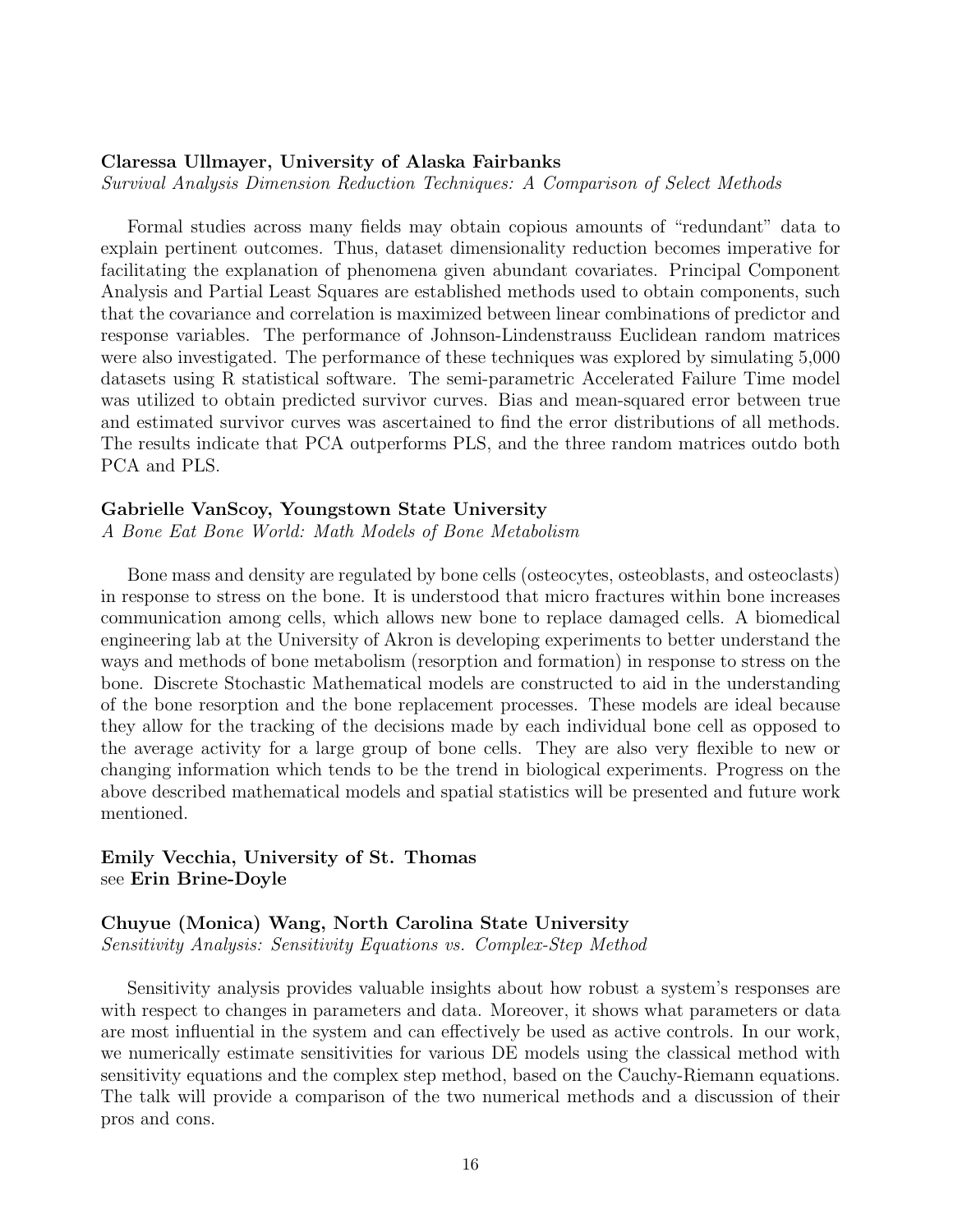**Claressa Ullmayer, University of Alaska Fairbanks**
*Survival Analysis Dimension Reduction Techniques: A Comparison of Select Methods*

Formal studies across many fields may obtain copious amounts of "redundant" data to explain pertinent outcomes. Thus, dataset dimensionality reduction becomes imperative for facilitating the explanation of phenomena given abundant covariates. Principal Component Analysis and Partial Least Squares are established methods used to obtain components, such that the covariance and correlation is maximized between linear combinations of predictor and response variables. The performance of Johnson-Lindenstrauss Euclidean random matrices were also investigated. The performance of these techniques was explored by simulating 5,000 datasets using R statistical software. The semi-parametric Accelerated Failure Time model was utilized to obtain predicted survivor curves. Bias and mean-squared error between true and estimated survivor curves was ascertained to find the error distributions of all methods. The results indicate that PCA outperforms PLS, and the three random matrices outdo both PCA and PLS.

**Gabrielle VanScoy, Youngstown State University**
*A Bone Eat Bone World: Math Models of Bone Metabolism*

Bone mass and density are regulated by bone cells (osteocytes, osteoblasts, and osteoclasts) in response to stress on the bone. It is understood that micro fractures within bone increases communication among cells, which allows new bone to replace damaged cells. A biomedical engineering lab at the University of Akron is developing experiments to better understand the ways and methods of bone metabolism (resorption and formation) in response to stress on the bone. Discrete Stochastic Mathematical models are constructed to aid in the understanding of the bone resorption and the bone replacement processes. These models are ideal because they allow for the tracking of the decisions made by each individual bone cell as opposed to the average activity for a large group of bone cells. They are also very flexible to new or changing information which tends to be the trend in biological experiments. Progress on the above described mathematical models and spatial statistics will be presented and future work mentioned.

**Emily Vecchia, University of St. Thomas**
see **Erin Brine-Doyle**

**Chuyue (Monica) Wang, North Carolina State University**
*Sensitivity Analysis: Sensitivity Equations vs. Complex-Step Method*

Sensitivity analysis provides valuable insights about how robust a system's responses are with respect to changes in parameters and data. Moreover, it shows what parameters or data are most influential in the system and can effectively be used as active controls. In our work, we numerically estimate sensitivities for various DE models using the classical method with sensitivity equations and the complex step method, based on the Cauchy-Riemann equations. The talk will provide a comparison of the two numerical methods and a discussion of their pros and cons.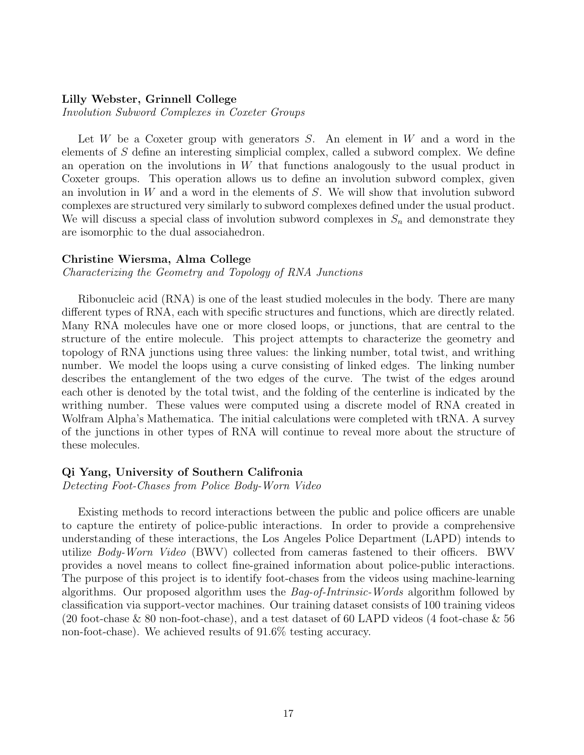**Lilly Webster, Grinnell College**
*Involution Subword Complexes in Coxeter Groups*

Let $W$ be a Coxeter group with generators $S$. An element in $W$ and a word in the elements of $S$ define an interesting simplicial complex, called a subword complex. We define an operation on the involutions in $W$ that functions analogously to the usual product in Coxeter groups. This operation allows us to define an involution subword complex, given an involution in $W$ and a word in the elements of $S$. We will show that involution subword complexes are structured very similarly to subword complexes defined under the usual product. We will discuss a special class of involution subword complexes in $S_n$ and demonstrate they are isomorphic to the dual associahedron.

**Christine Wiersma, Alma College**
*Characterizing the Geometry and Topology of RNA Junctions*

Ribonucleic acid (RNA) is one of the least studied molecules in the body. There are many different types of RNA, each with specific structures and functions, which are directly related. Many RNA molecules have one or more closed loops, or junctions, that are central to the structure of the entire molecule. This project attempts to characterize the geometry and topology of RNA junctions using three values: the linking number, total twist, and writhing number. We model the loops using a curve consisting of linked edges. The linking number describes the entanglement of the two edges of the curve. The twist of the edges around each other is denoted by the total twist, and the folding of the centerline is indicated by the writhing number. These values were computed using a discrete model of RNA created in Wolfram Alpha's Mathematica. The initial calculations were completed with tRNA. A survey of the junctions in other types of RNA will continue to reveal more about the structure of these molecules.

**Qi Yang, University of Southern Califronia**
*Detecting Foot-Chases from Police Body-Worn Video*

Existing methods to record interactions between the public and police officers are unable to capture the entirety of police-public interactions. In order to provide a comprehensive understanding of these interactions, the Los Angeles Police Department (LAPD) intends to utilize *Body-Worn Video* (BWV) collected from cameras fastened to their officers. BWV provides a novel means to collect fine-grained information about police-public interactions. The purpose of this project is to identify foot-chases from the videos using machine-learning algorithms. Our proposed algorithm uses the *Bag-of-Intrinsic-Words* algorithm followed by classification via support-vector machines. Our training dataset consists of 100 training videos (20 foot-chase & 80 non-foot-chase), and a test dataset of 60 LAPD videos (4 foot-chase & 56 non-foot-chase). We achieved results of 91.6% testing accuracy.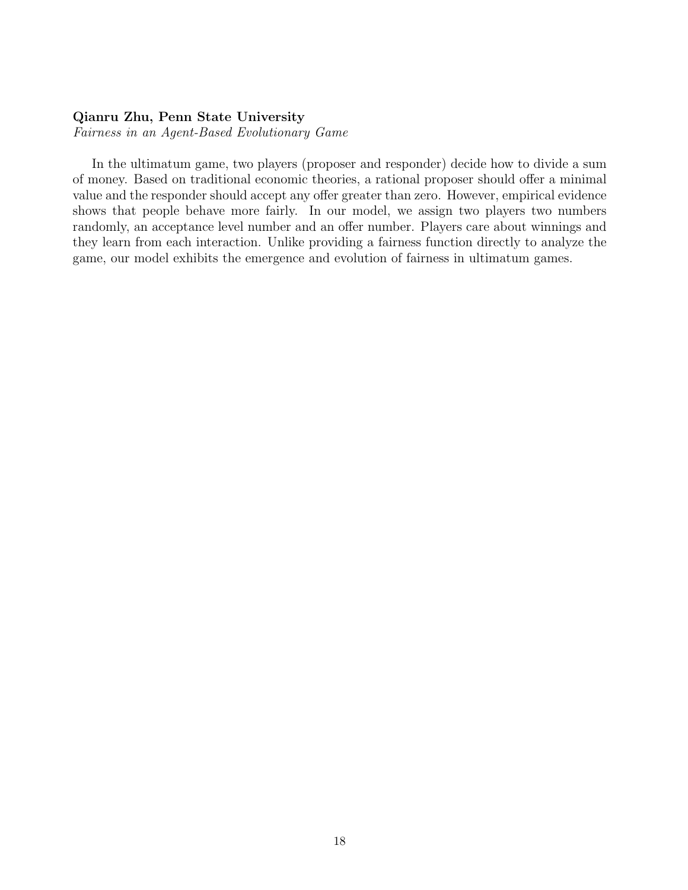**Qianru Zhu, Penn State University**
*Fairness in an Agent-Based Evolutionary Game*

In the ultimatum game, two players (proposer and responder) decide how to divide a sum of money. Based on traditional economic theories, a rational proposer should offer a minimal value and the responder should accept any offer greater than zero. However, empirical evidence shows that people behave more fairly. In our model, we assign two players two numbers randomly, an acceptance level number and an offer number. Players care about winnings and they learn from each interaction. Unlike providing a fairness function directly to analyze the game, our model exhibits the emergence and evolution of fairness in ultimatum games.